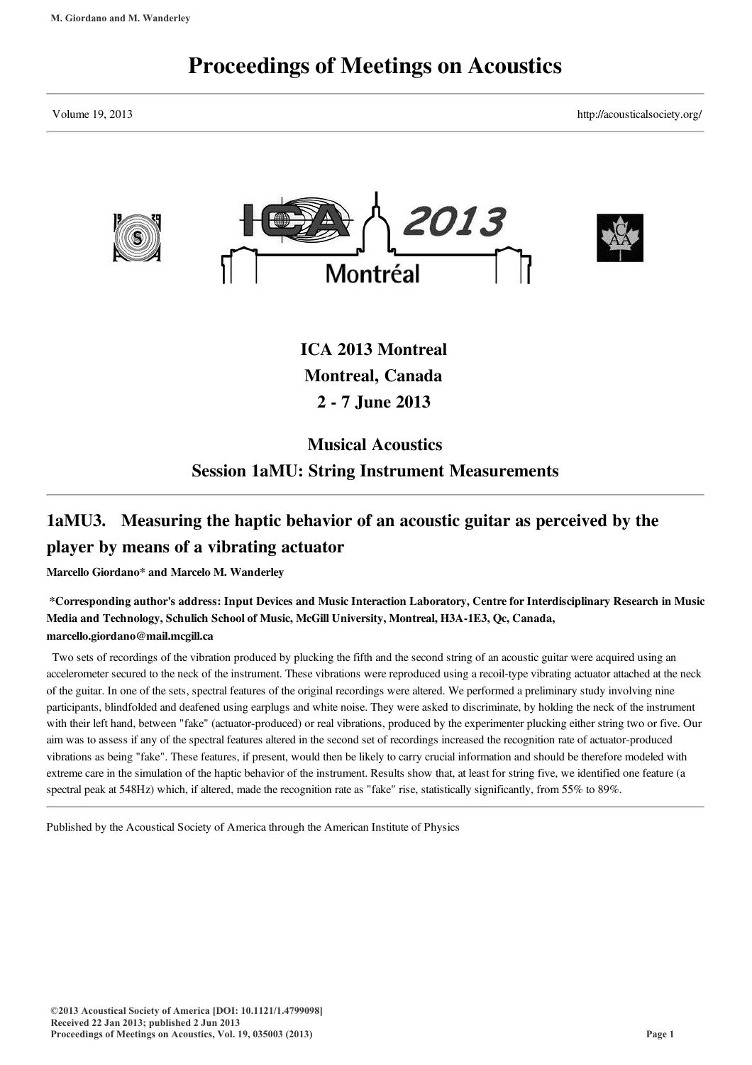# Proceedings of Meetings on Acoustics

Volume 19, 2013 http://acousticalsociety.org/

## ICA 2013 Montreal
## Montreal, Canada
## 2 - 7 June 2013

## Musical Acoustics
## Session 1aMU: String Instrument Measurements

### 1aMU3. Measuring the haptic behavior of an acoustic guitar as perceived by the player by means of a vibrating actuator

**Marcello Giordano* and Marcelo M. Wanderley**

**\*Corresponding author's address: Input Devices and Music Interaction Laboratory, Centre for Interdisciplinary Research in Music Media and Technology, Schulich School of Music, McGill University, Montreal, H3A-1E3, Qc, Canada, marcello.giordano@mail.mcgill.ca**

Two sets of recordings of the vibration produced by plucking the fifth and the second string of an acoustic guitar were acquired using an accelerometer secured to the neck of the instrument. These vibrations were reproduced using a recoil-type vibrating actuator attached at the neck of the guitar. In one of the sets, spectral features of the original recordings were altered. We performed a preliminary study involving nine participants, blindfolded and deafened using earplugs and white noise. They were asked to discriminate, by holding the neck of the instrument with their left hand, between "fake" (actuator-produced) or real vibrations, produced by the experimenter plucking either string two or five. Our aim was to assess if any of the spectral features altered in the second set of recordings increased the recognition rate of actuator-produced vibrations as being "fake". These features, if present, would then be likely to carry crucial information and should be therefore modeled with extreme care in the simulation of the haptic behavior of the instrument. Results show that, at least for string five, we identified one feature (a spectral peak at 548Hz) which, if altered, made the recognition rate as "fake" rise, statistically significantly, from 55% to 89%.

Published by the Acoustical Society of America through the American Institute of Physics

©2013 Acoustical Society of America [DOI: 10.1121/1.4799098]
Received 22 Jan 2013; published 2 Jun 2013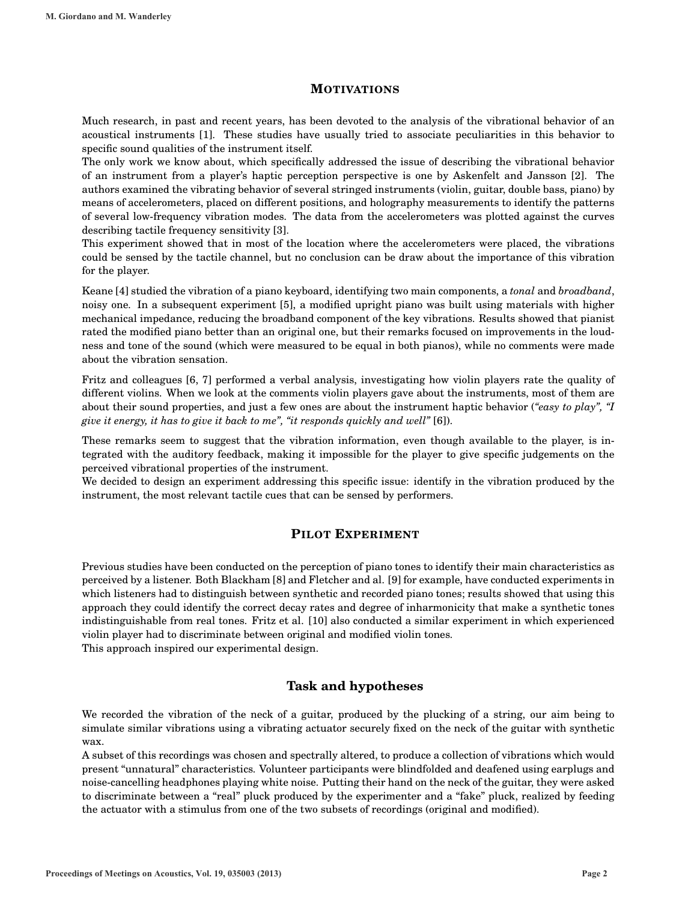## Motivations

Much research, in past and recent years, has been devoted to the analysis of the vibrational behavior of an acoustical instruments [1]. These studies have usually tried to associate peculiarities in this behavior to specific sound qualities of the instrument itself.

The only work we know about, which specifically addressed the issue of describing the vibrational behavior of an instrument from a player's haptic perception perspective is one by Askenfelt and Jansson [2]. The authors examined the vibrating behavior of several stringed instruments (violin, guitar, double bass, piano) by means of accelerometers, placed on different positions, and holography measurements to identify the patterns of several low-frequency vibration modes. The data from the accelerometers was plotted against the curves describing tactile frequency sensitivity [3].

This experiment showed that in most of the location where the accelerometers were placed, the vibrations could be sensed by the tactile channel, but no conclusion can be draw about the importance of this vibration for the player.

Keane [4] studied the vibration of a piano keyboard, identifying two main components, a *tonal* and *broadband*, noisy one. In a subsequent experiment [5], a modified upright piano was built using materials with higher mechanical impedance, reducing the broadband component of the key vibrations. Results showed that pianist rated the modified piano better than an original one, but their remarks focused on improvements in the loudness and tone of the sound (which were measured to be equal in both pianos), while no comments were made about the vibration sensation.

Fritz and colleagues [6, 7] performed a verbal analysis, investigating how violin players rate the quality of different violins. When we look at the comments violin players gave about the instruments, most of them are about their sound properties, and just a few ones are about the instrument haptic behavior (*"easy to play", "I give it energy, it has to give it back to me", "it responds quickly and well"* [6]).

These remarks seem to suggest that the vibration information, even though available to the player, is integrated with the auditory feedback, making it impossible for the player to give specific judgements on the perceived vibrational properties of the instrument.

We decided to design an experiment addressing this specific issue: identify in the vibration produced by the instrument, the most relevant tactile cues that can be sensed by performers.

## Pilot Experiment

Previous studies have been conducted on the perception of piano tones to identify their main characteristics as perceived by a listener. Both Blackham [8] and Fletcher and al. [9] for example, have conducted experiments in which listeners had to distinguish between synthetic and recorded piano tones; results showed that using this approach they could identify the correct decay rates and degree of inharmonicity that make a synthetic tones indistinguishable from real tones. Fritz et al. [10] also conducted a similar experiment in which experienced violin player had to discriminate between original and modified violin tones.

This approach inspired our experimental design.

### Task and hypotheses

We recorded the vibration of the neck of a guitar, produced by the plucking of a string, our aim being to simulate similar vibrations using a vibrating actuator securely fixed on the neck of the guitar with synthetic wax.

A subset of this recordings was chosen and spectrally altered, to produce a collection of vibrations which would present "unnatural" characteristics. Volunteer participants were blindfolded and deafened using earplugs and noise-cancelling headphones playing white noise. Putting their hand on the neck of the guitar, they were asked to discriminate between a "real" pluck produced by the experimenter and a "fake" pluck, realized by feeding the actuator with a stimulus from one of the two subsets of recordings (original and modified).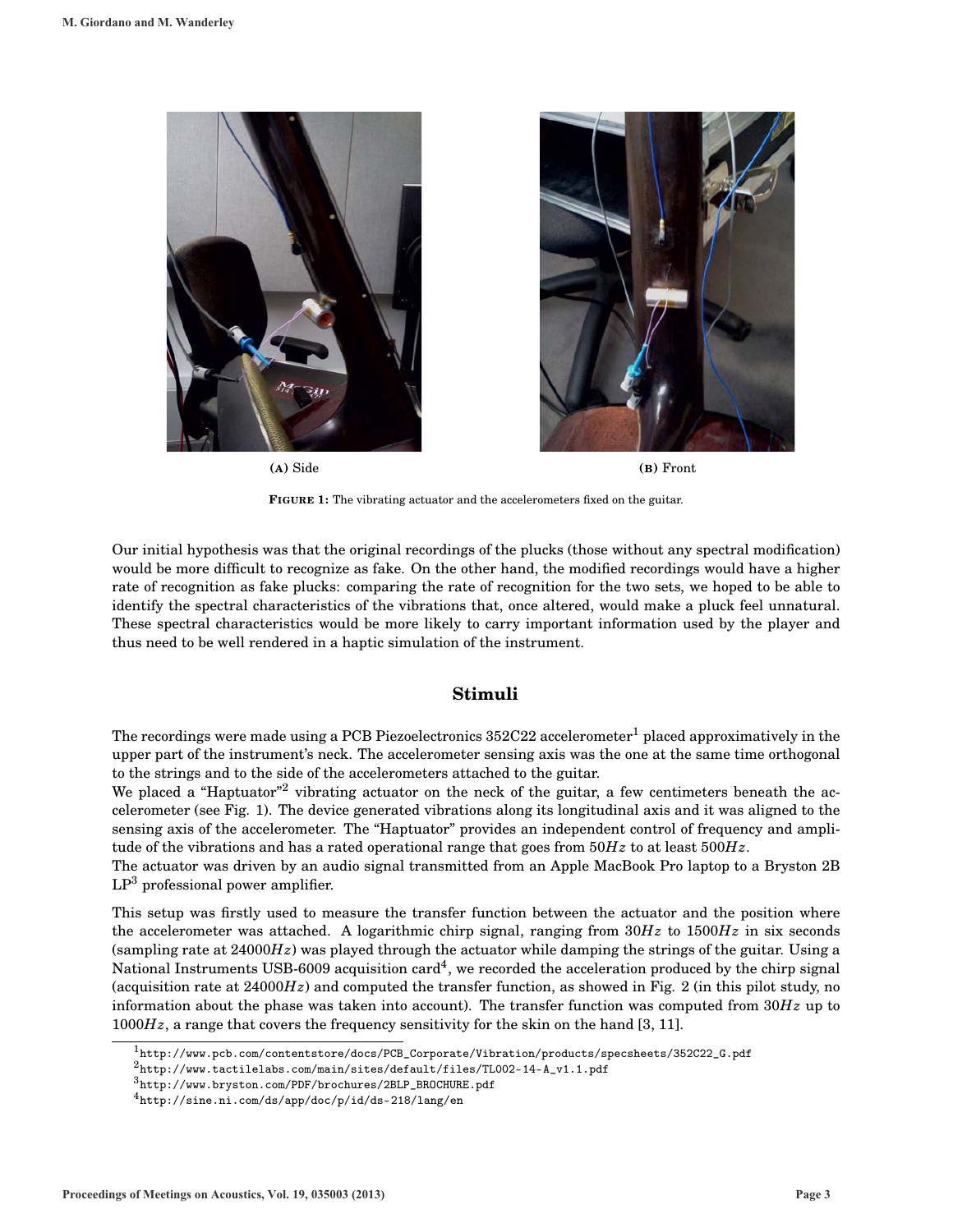(A) Side

(B) Front

**FIGURE 1:** The vibrating actuator and the accelerometers fixed on the guitar.

Our initial hypothesis was that the original recordings of the plucks (those without any spectral modification) would be more difficult to recognize as fake. On the other hand, the modified recordings would have a higher rate of recognition as fake plucks: comparing the rate of recognition for the two sets, we hoped to be able to identify the spectral characteristics of the vibrations that, once altered, would make a pluck feel unnatural. These spectral characteristics would be more likely to carry important information used by the player and thus need to be well rendered in a haptic simulation of the instrument.

## Stimuli

The recordings were made using a PCB Piezoelectronics 352C22 accelerometer[1] placed approximatively in the upper part of the instrument's neck. The accelerometer sensing axis was the one at the same time orthogonal to the strings and to the side of the accelerometers attached to the guitar.

We placed a "Haptuator"[2] vibrating actuator on the neck of the guitar, a few centimeters beneath the accelerometer (see Fig. 1). The device generated vibrations along its longitudinal axis and it was aligned to the sensing axis of the accelerometer. The "Haptuator" provides an independent control of frequency and amplitude of the vibrations and has a rated operational range that goes from $50Hz$ to at least $500Hz$.

The actuator was driven by an audio signal transmitted from an Apple MacBook Pro laptop to a Bryston 2B LP[3] professional power amplifier.

This setup was firstly used to measure the transfer function between the actuator and the position where the accelerometer was attached. A logarithmic chirp signal, ranging from $30Hz$ to $1500Hz$ in six seconds (sampling rate at $24000Hz$) was played through the actuator while damping the strings of the guitar. Using a National Instruments USB-6009 acquisition card[4], we recorded the acceleration produced by the chirp signal (acquisition rate at $24000Hz$) and computed the transfer function, as showed in Fig. 2 (in this pilot study, no information about the phase was taken into account). The transfer function was computed from $30Hz$ up to $1000Hz$, a range that covers the frequency sensitivity for the skin on the hand [3, 11].

---

[1] http://www.pcb.com/contentstore/docs/PCB_Corporate/Vibration/products/specsheets/352C22_G.pdf

[2] http://www.tactilelabs.com/main/sites/default/files/TL002-14-A_v1.1.pdf

[3] http://www.bryston.com/PDF/brochures/2BLP_BROCHURE.pdf

[4] http://sine.ni.com/ds/app/doc/p/id/ds-218/lang/en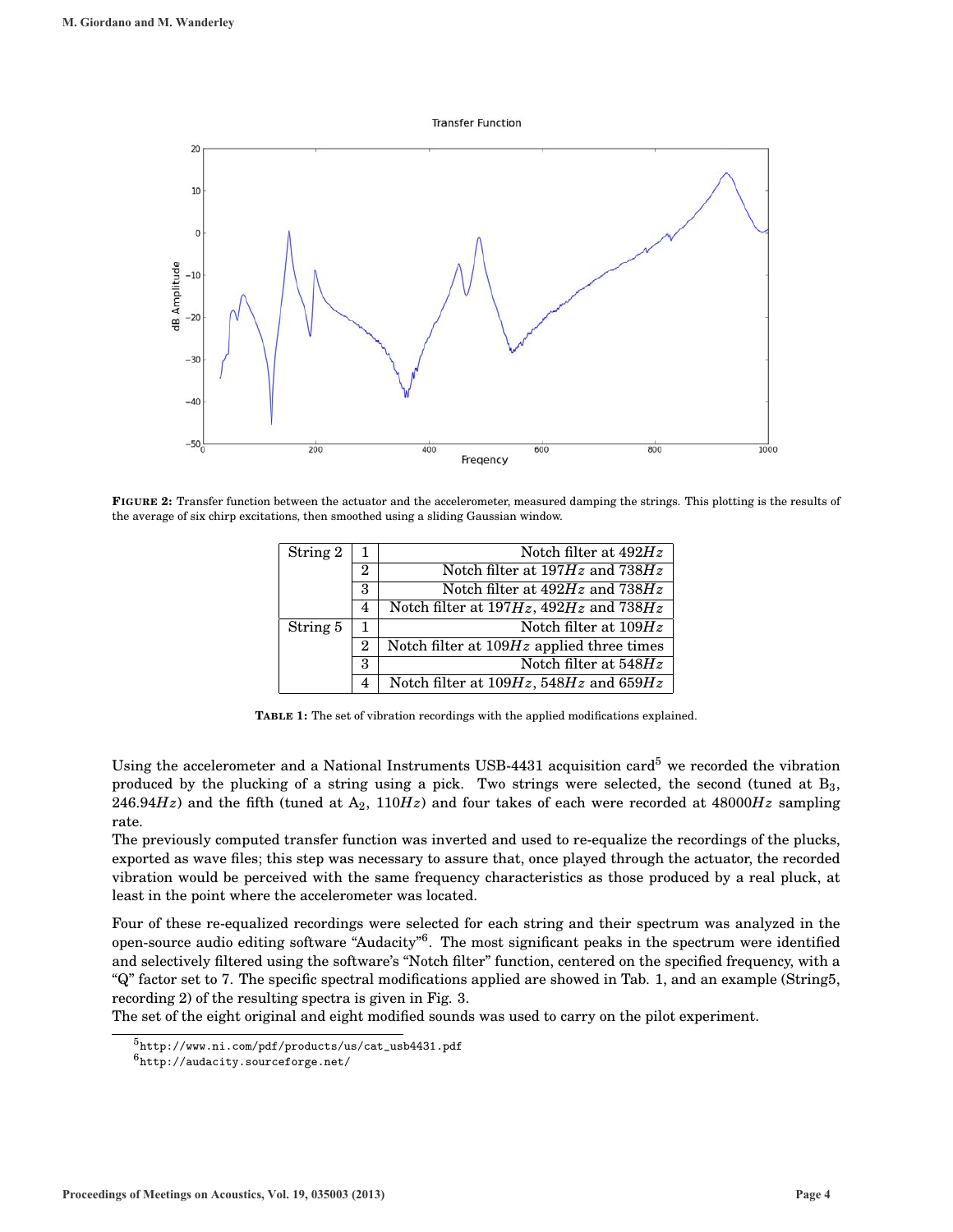FIGURE 2: Transfer function between the actuator and the accelerometer, measured damping the strings. This plotting is the results of the average of six chirp excitations, then smoothed using a sliding Gaussian window.

| String | # | Modification |
|---|---|---|
| String 2 | 1 | Notch filter at $492Hz$ |
| | 2 | Notch filter at $197Hz$ and $738Hz$ |
| | 3 | Notch filter at $492Hz$ and $738Hz$ |
| | 4 | Notch filter at $197Hz$, $492Hz$ and $738Hz$ |
| String 5 | 1 | Notch filter at $109Hz$ |
| | 2 | Notch filter at $109Hz$ applied three times |
| | 3 | Notch filter at $548Hz$ |
| | 4 | Notch filter at $109Hz$, $548Hz$ and $659Hz$ |

TABLE 1: The set of vibration recordings with the applied modifications explained.

Using the accelerometer and a National Instruments USB-4431 acquisition card[5] we recorded the vibration produced by the plucking of a string using a pick. Two strings were selected, the second (tuned at $B_3$, $246.94Hz$) and the fifth (tuned at $A_2$, $110Hz$) and four takes of each were recorded at $48000Hz$ sampling rate.

The previously computed transfer function was inverted and used to re-equalize the recordings of the plucks, exported as wave files; this step was necessary to assure that, once played through the actuator, the recorded vibration would be perceived with the same frequency characteristics as those produced by a real pluck, at least in the point where the accelerometer was located.

Four of these re-equalized recordings were selected for each string and their spectrum was analyzed in the open-source audio editing software "Audacity"[6]. The most significant peaks in the spectrum were identified and selectively filtered using the software's "Notch filter" function, centered on the specified frequency, with a "Q" factor set to 7. The specific spectral modifications applied are showed in Tab. 1, and an example (String5, recording 2) of the resulting spectra is given in Fig. 3.

The set of the eight original and eight modified sounds was used to carry on the pilot experiment.

[5] http://www.ni.com/pdf/products/us/cat_usb4431.pdf

[6] http://audacity.sourceforge.net/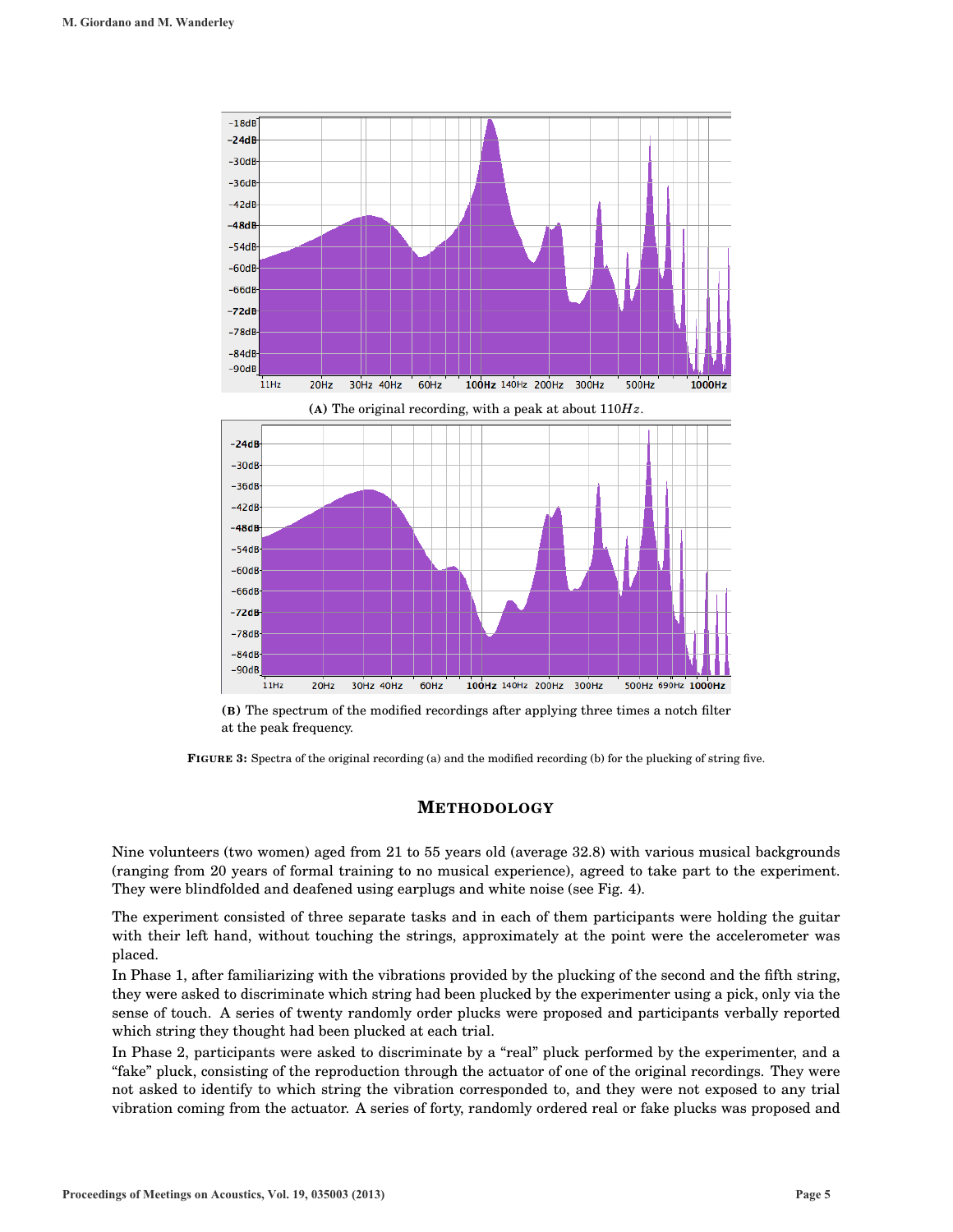**(A)** The original recording, with a peak at about $110Hz$.

**(B)** The spectrum of the modified recordings after applying three times a notch filter at the peak frequency.

**FIGURE 3:** Spectra of the original recording (a) and the modified recording (b) for the plucking of string five.

## METHODOLOGY

Nine volunteers (two women) aged from 21 to 55 years old (average 32.8) with various musical backgrounds (ranging from 20 years of formal training to no musical experience), agreed to take part to the experiment. They were blindfolded and deafened using earplugs and white noise (see Fig. 4).

The experiment consisted of three separate tasks and in each of them participants were holding the guitar with their left hand, without touching the strings, approximately at the point were the accelerometer was placed.

In Phase 1, after familiarizing with the vibrations provided by the plucking of the second and the fifth string, they were asked to discriminate which string had been plucked by the experimenter using a pick, only via the sense of touch. A series of twenty randomly order plucks were proposed and participants verbally reported which string they thought had been plucked at each trial.

In Phase 2, participants were asked to discriminate by a "real" pluck performed by the experimenter, and a "fake" pluck, consisting of the reproduction through the actuator of one of the original recordings. They were not asked to identify to which string the vibration corresponded to, and they were not exposed to any trial vibration coming from the actuator. A series of forty, randomly ordered real or fake plucks was proposed and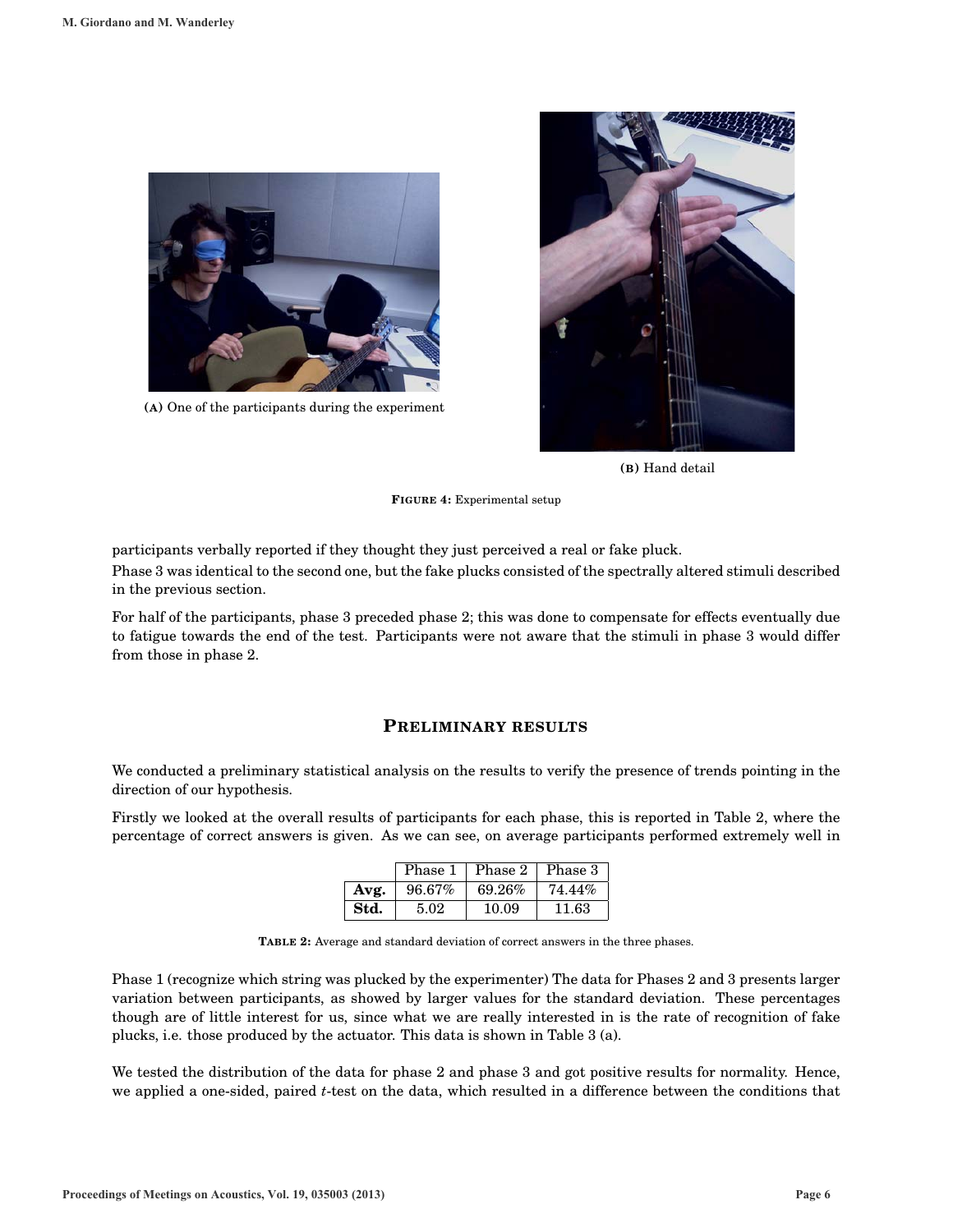**(A)** One of the participants during the experiment

**(B)** Hand detail

**FIGURE 4:** Experimental setup

participants verbally reported if they thought they just perceived a real or fake pluck.

Phase 3 was identical to the second one, but the fake plucks consisted of the spectrally altered stimuli described in the previous section.

For half of the participants, phase 3 preceded phase 2; this was done to compensate for effects eventually due to fatigue towards the end of the test. Participants were not aware that the stimuli in phase 3 would differ from those in phase 2.

## PRELIMINARY RESULTS

We conducted a preliminary statistical analysis on the results to verify the presence of trends pointing in the direction of our hypothesis.

Firstly we looked at the overall results of participants for each phase, this is reported in Table 2, where the percentage of correct answers is given. As we can see, on average participants performed extremely well in

| | Phase 1 | Phase 2 | Phase 3 |
|---|---|---|---|
| **Avg.** | 96.67% | 69.26% | 74.44% |
| **Std.** | 5.02 | 10.09 | 11.63 |

**TABLE 2:** Average and standard deviation of correct answers in the three phases.

Phase 1 (recognize which string was plucked by the experimenter) The data for Phases 2 and 3 presents larger variation between participants, as showed by larger values for the standard deviation. These percentages though are of little interest for us, since what we are really interested in is the rate of recognition of fake plucks, i.e. those produced by the actuator. This data is shown in Table 3 (a).

We tested the distribution of the data for phase 2 and phase 3 and got positive results for normality. Hence, we applied a one-sided, paired *t*-test on the data, which resulted in a difference between the conditions that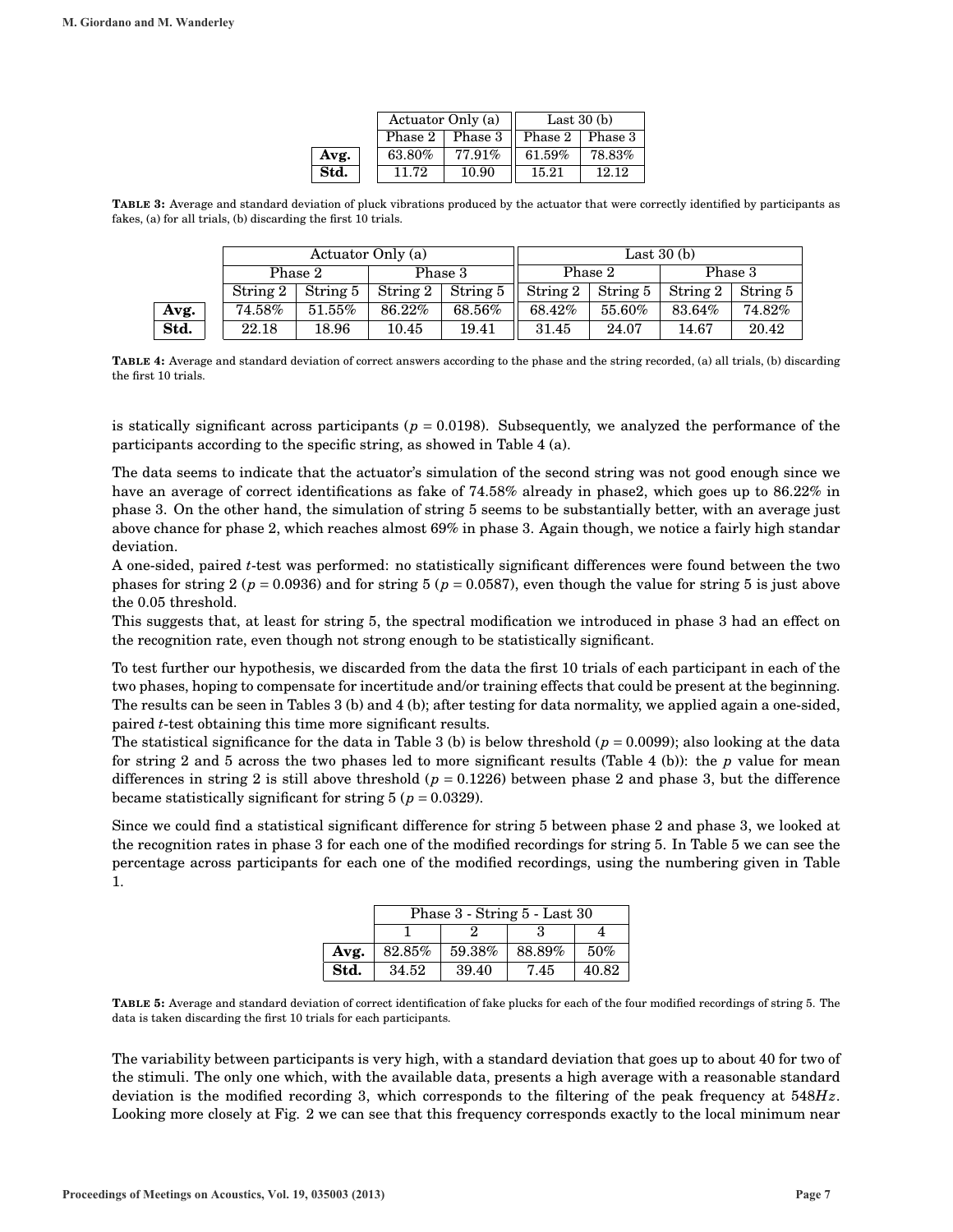| | Actuator Only (a) | | Last 30 (b) | |
|---|---|---|---|---|
| | Phase 2 | Phase 3 | Phase 2 | Phase 3 |
| **Avg.** | 63.80% | 77.91% | 61.59% | 78.83% |
| **Std.** | 11.72 | 10.90 | 15.21 | 12.12 |

**TABLE 3:** Average and standard deviation of pluck vibrations produced by the actuator that were correctly identified by participants as fakes, (a) for all trials, (b) discarding the first 10 trials.

| | Actuator Only (a) | | | | Last 30 (b) | | | |
|---|---|---|---|---|---|---|---|---|
| | Phase 2 | | Phase 3 | | Phase 2 | | Phase 3 | |
| | String 2 | String 5 | String 2 | String 5 | String 2 | String 5 | String 2 | String 5 |
| **Avg.** | 74.58% | 51.55% | 86.22% | 68.56% | 68.42% | 55.60% | 83.64% | 74.82% |
| **Std.** | 22.18 | 18.96 | 10.45 | 19.41 | 31.45 | 24.07 | 14.67 | 20.42 |

**TABLE 4:** Average and standard deviation of correct answers according to the phase and the string recorded, (a) all trials, (b) discarding the first 10 trials.

is statically significant across participants ($p = 0.0198$). Subsequently, we analyzed the performance of the participants according to the specific string, as showed in Table 4 (a).

The data seems to indicate that the actuator's simulation of the second string was not good enough since we have an average of correct identifications as fake of 74.58% already in phase2, which goes up to 86.22% in phase 3. On the other hand, the simulation of string 5 seems to be substantially better, with an average just above chance for phase 2, which reaches almost 69% in phase 3. Again though, we notice a fairly high standar deviation.
A one-sided, paired $t$-test was performed: no statistically significant differences were found between the two phases for string 2 ($p = 0.0936$) and for string 5 ($p = 0.0587$), even though the value for string 5 is just above the 0.05 threshold.
This suggests that, at least for string 5, the spectral modification we introduced in phase 3 had an effect on the recognition rate, even though not strong enough to be statistically significant.

To test further our hypothesis, we discarded from the data the first 10 trials of each participant in each of the two phases, hoping to compensate for incertitude and/or training effects that could be present at the beginning. The results can be seen in Tables 3 (b) and 4 (b); after testing for data normality, we applied again a one-sided, paired $t$-test obtaining this time more significant results.
The statistical significance for the data in Table 3 (b) is below threshold ($p = 0.0099$); also looking at the data for string 2 and 5 across the two phases led to more significant results (Table 4 (b)): the $p$ value for mean differences in string 2 is still above threshold ($p = 0.1226$) between phase 2 and phase 3, but the difference became statistically significant for string 5 ($p = 0.0329$).

Since we could find a statistical significant difference for string 5 between phase 2 and phase 3, we looked at the recognition rates in phase 3 for each one of the modified recordings for string 5. In Table 5 we can see the percentage across participants for each one of the modified recordings, using the numbering given in Table 1.

| | Phase 3 - String 5 - Last 30 | | | |
|---|---|---|---|---|
| | 1 | 2 | 3 | 4 |
| **Avg.** | 82.85% | 59.38% | 88.89% | 50% |
| **Std.** | 34.52 | 39.40 | 7.45 | 40.82 |

**TABLE 5:** Average and standard deviation of correct identification of fake plucks for each of the four modified recordings of string 5. The data is taken discarding the first 10 trials for each participants.

The variability between participants is very high, with a standard deviation that goes up to about 40 for two of the stimuli. The only one which, with the available data, presents a high average with a reasonable standard deviation is the modified recording 3, which corresponds to the filtering of the peak frequency at $548Hz$. Looking more closely at Fig. 2 we can see that this frequency corresponds exactly to the local minimum near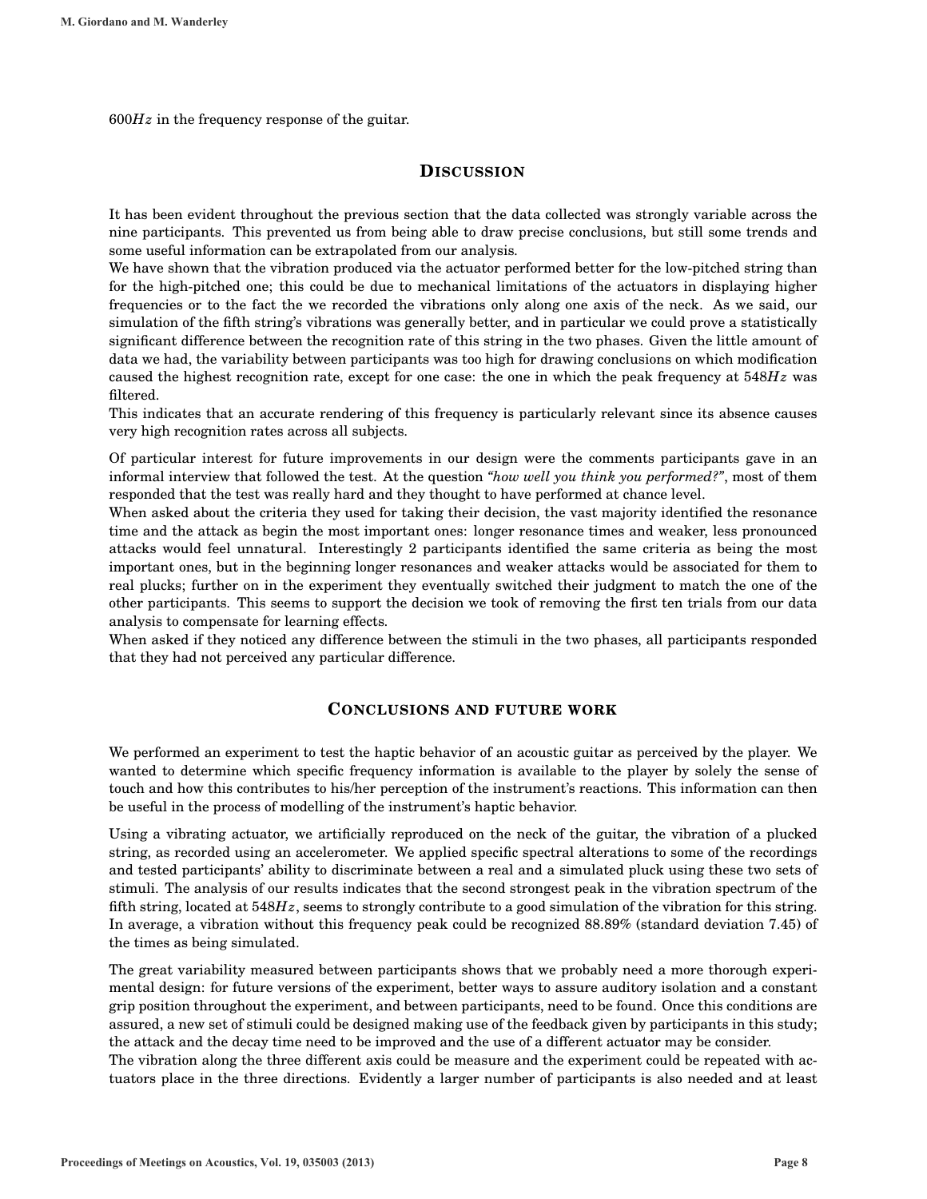$600Hz$ in the frequency response of the guitar.

## Discussion

It has been evident throughout the previous section that the data collected was strongly variable across the nine participants. This prevented us from being able to draw precise conclusions, but still some trends and some useful information can be extrapolated from our analysis.
We have shown that the vibration produced via the actuator performed better for the low-pitched string than for the high-pitched one; this could be due to mechanical limitations of the actuators in displaying higher frequencies or to the fact the we recorded the vibrations only along one axis of the neck. As we said, our simulation of the fifth string's vibrations was generally better, and in particular we could prove a statistically significant difference between the recognition rate of this string in the two phases. Given the little amount of data we had, the variability between participants was too high for drawing conclusions on which modification caused the highest recognition rate, except for one case: the one in which the peak frequency at $548Hz$ was filtered.
This indicates that an accurate rendering of this frequency is particularly relevant since its absence causes very high recognition rates across all subjects.

Of particular interest for future improvements in our design were the comments participants gave in an informal interview that followed the test. At the question *"how well you think you performed?"*, most of them responded that the test was really hard and they thought to have performed at chance level.
When asked about the criteria they used for taking their decision, the vast majority identified the resonance time and the attack as begin the most important ones: longer resonance times and weaker, less pronounced attacks would feel unnatural. Interestingly 2 participants identified the same criteria as being the most important ones, but in the beginning longer resonances and weaker attacks would be associated for them to real plucks; further on in the experiment they eventually switched their judgment to match the one of the other participants. This seems to support the decision we took of removing the first ten trials from our data analysis to compensate for learning effects.
When asked if they noticed any difference between the stimuli in the two phases, all participants responded that they had not perceived any particular difference.

## Conclusions and future work

We performed an experiment to test the haptic behavior of an acoustic guitar as perceived by the player. We wanted to determine which specific frequency information is available to the player by solely the sense of touch and how this contributes to his/her perception of the instrument's reactions. This information can then be useful in the process of modelling of the instrument's haptic behavior.

Using a vibrating actuator, we artificially reproduced on the neck of the guitar, the vibration of a plucked string, as recorded using an accelerometer. We applied specific spectral alterations to some of the recordings and tested participants' ability to discriminate between a real and a simulated pluck using these two sets of stimuli. The analysis of our results indicates that the second strongest peak in the vibration spectrum of the fifth string, located at $548Hz$, seems to strongly contribute to a good simulation of the vibration for this string. In average, a vibration without this frequency peak could be recognized 88.89% (standard deviation 7.45) of the times as being simulated.

The great variability measured between participants shows that we probably need a more thorough experimental design: for future versions of the experiment, better ways to assure auditory isolation and a constant grip position throughout the experiment, and between participants, need to be found. Once this conditions are assured, a new set of stimuli could be designed making use of the feedback given by participants in this study; the attack and the decay time need to be improved and the use of a different actuator may be consider.
The vibration along the three different axis could be measure and the experiment could be repeated with actuators place in the three directions. Evidently a larger number of participants is also needed and at least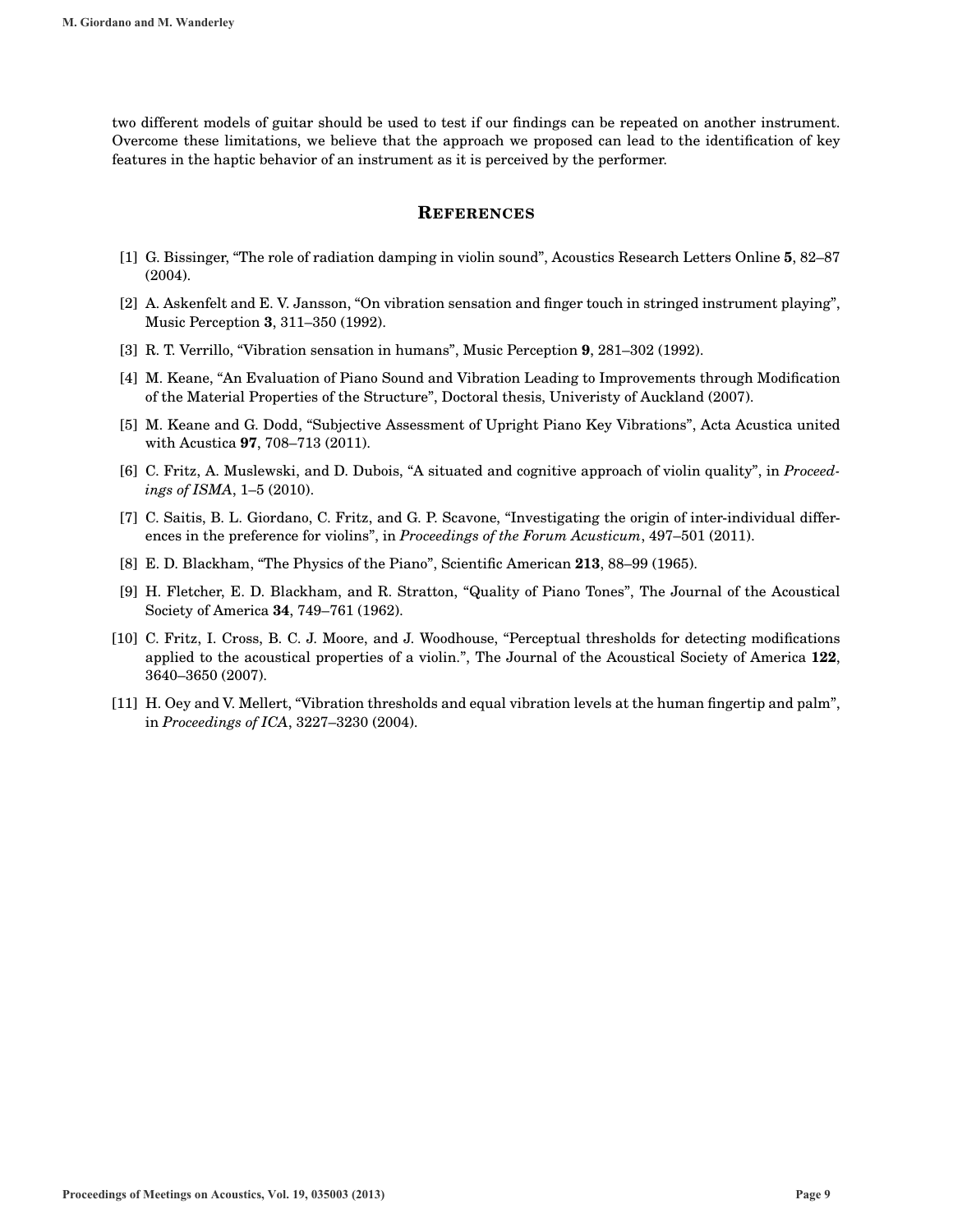two different models of guitar should be used to test if our findings can be repeated on another instrument. Overcome these limitations, we believe that the approach we proposed can lead to the identification of key features in the haptic behavior of an instrument as it is perceived by the performer.

## REFERENCES

[1] G. Bissinger, "The role of radiation damping in violin sound", Acoustics Research Letters Online **5**, 82–87 (2004).

[2] A. Askenfelt and E. V. Jansson, "On vibration sensation and finger touch in stringed instrument playing", Music Perception **3**, 311–350 (1992).

[3] R. T. Verrillo, "Vibration sensation in humans", Music Perception **9**, 281–302 (1992).

[4] M. Keane, "An Evaluation of Piano Sound and Vibration Leading to Improvements through Modification of the Material Properties of the Structure", Doctoral thesis, Univeristy of Auckland (2007).

[5] M. Keane and G. Dodd, "Subjective Assessment of Upright Piano Key Vibrations", Acta Acustica united with Acustica **97**, 708–713 (2011).

[6] C. Fritz, A. Muslewski, and D. Dubois, "A situated and cognitive approach of violin quality", in *Proceedings of ISMA*, 1–5 (2010).

[7] C. Saitis, B. L. Giordano, C. Fritz, and G. P. Scavone, "Investigating the origin of inter-individual differences in the preference for violins", in *Proceedings of the Forum Acusticum*, 497–501 (2011).

[8] E. D. Blackham, "The Physics of the Piano", Scientific American **213**, 88–99 (1965).

[9] H. Fletcher, E. D. Blackham, and R. Stratton, "Quality of Piano Tones", The Journal of the Acoustical Society of America **34**, 749–761 (1962).

[10] C. Fritz, I. Cross, B. C. J. Moore, and J. Woodhouse, "Perceptual thresholds for detecting modifications applied to the acoustical properties of a violin.", The Journal of the Acoustical Society of America **122**, 3640–3650 (2007).

[11] H. Oey and V. Mellert, "Vibration thresholds and equal vibration levels at the human fingertip and palm", in *Proceedings of ICA*, 3227–3230 (2004).